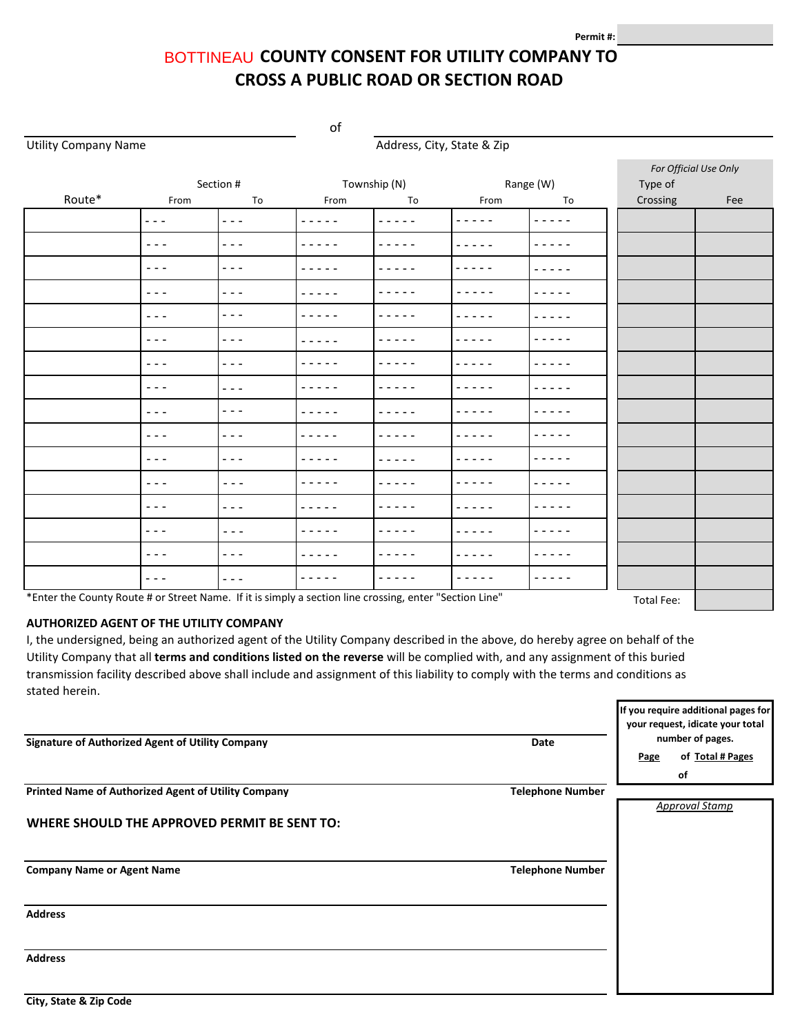Permit #:

# BOTTINEAU COUNTY CONSENT FOR UTILITY COMPANY TO CROSS A PUBLIC ROAD OR SECTION ROAD

Utility Company Name ________________ of ________________ Address, City, State & Zip

| Route* | Section # From | Section # To | Township (N) From | Township (N) To | Range (W) From | Range (W) To | *For Official Use Only* Type of Crossing | Fee |
|---|---|---|---|---|---|---|---|---|
| | - - - | - - - | - - - - - | - - - - - | - - - - - | - - - - - | | |
| | - - - | - - - | - - - - - | - - - - - | - - - - - | - - - - - | | |
| | - - - | - - - | - - - - - | - - - - - | - - - - - | - - - - - | | |
| | - - - | - - - | - - - - - | - - - - - | - - - - - | - - - - - | | |
| | - - - | - - - | - - - - - | - - - - - | - - - - - | - - - - - | | |
| | - - - | - - - | - - - - - | - - - - - | - - - - - | - - - - - | | |
| | - - - | - - - | - - - - - | - - - - - | - - - - - | - - - - - | | |
| | - - - | - - - | - - - - - | - - - - - | - - - - - | - - - - - | | |
| | - - - | - - - | - - - - - | - - - - - | - - - - - | - - - - - | | |
| | - - - | - - - | - - - - - | - - - - - | - - - - - | - - - - - | | |
| | - - - | - - - | - - - - - | - - - - - | - - - - - | - - - - - | | |
| | - - - | - - - | - - - - - | - - - - - | - - - - - | - - - - - | | |
| | - - - | - - - | - - - - - | - - - - - | - - - - - | - - - - - | | |
| | - - - | - - - | - - - - - | - - - - - | - - - - - | - - - - - | | |
| | - - - | - - - | - - - - - | - - - - - | - - - - - | - - - - - | | |
| | - - - | - - - | - - - - - | - - - - - | - - - - - | - - - - - | | |
| | | | | | | | Total Fee: | |

*Enter the County Route # or Street Name. If it is simply a section line crossing, enter "Section Line"

## AUTHORIZED AGENT OF THE UTILITY COMPANY

I, the undersigned, being an authorized agent of the Utility Company described in the above, do hereby agree on behalf of the Utility Company that all **terms and conditions listed on the reverse** will be complied with, and any assignment of this buried transmission facility described above shall include and assignment of this liability to comply with the terms and conditions as stated herein.

**Signature of Authorized Agent of Utility Company** **Date**

**Printed Name of Authorized Agent of Utility Company** **Telephone Number**

**If you require additional pages for your request, idicate your total number of pages.**

**Page** of **Total # Pages**

of

*Approval Stamp*

## WHERE SHOULD THE APPROVED PERMIT BE SENT TO:

**Company Name or Agent Name** **Telephone Number**

**Address**

**Address**

**City, State & Zip Code**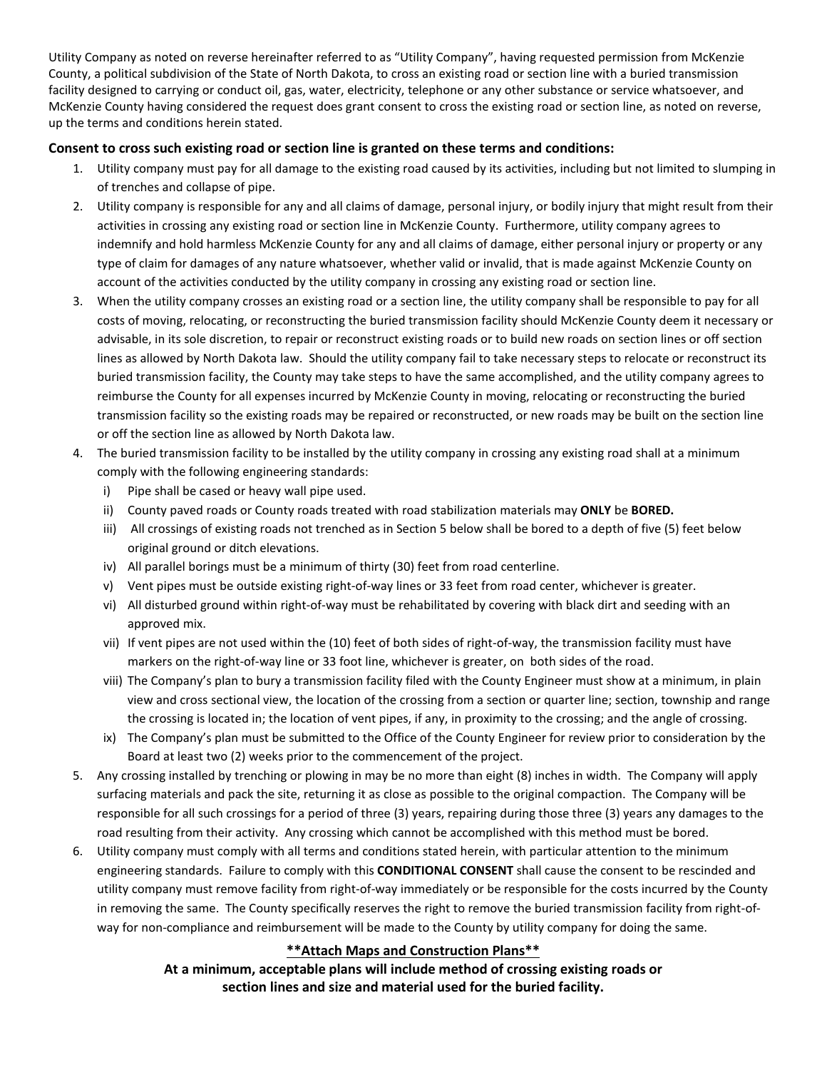Utility Company as noted on reverse hereinafter referred to as "Utility Company", having requested permission from McKenzie County, a political subdivision of the State of North Dakota, to cross an existing road or section line with a buried transmission facility designed to carrying or conduct oil, gas, water, electricity, telephone or any other substance or service whatsoever, and McKenzie County having considered the request does grant consent to cross the existing road or section line, as noted on reverse, up the terms and conditions herein stated.

**Consent to cross such existing road or section line is granted on these terms and conditions:**

1. Utility company must pay for all damage to the existing road caused by its activities, including but not limited to slumping in of trenches and collapse of pipe.
2. Utility company is responsible for any and all claims of damage, personal injury, or bodily injury that might result from their activities in crossing any existing road or section line in McKenzie County. Furthermore, utility company agrees to indemnify and hold harmless McKenzie County for any and all claims of damage, either personal injury or property or any type of claim for damages of any nature whatsoever, whether valid or invalid, that is made against McKenzie County on account of the activities conducted by the utility company in crossing any existing road or section line.
3. When the utility company crosses an existing road or a section line, the utility company shall be responsible to pay for all costs of moving, relocating, or reconstructing the buried transmission facility should McKenzie County deem it necessary or advisable, in its sole discretion, to repair or reconstruct existing roads or to build new roads on section lines or off section lines as allowed by North Dakota law. Should the utility company fail to take necessary steps to relocate or reconstruct its buried transmission facility, the County may take steps to have the same accomplished, and the utility company agrees to reimburse the County for all expenses incurred by McKenzie County in moving, relocating or reconstructing the buried transmission facility so the existing roads may be repaired or reconstructed, or new roads may be built on the section line or off the section line as allowed by North Dakota law.
4. The buried transmission facility to be installed by the utility company in crossing any existing road shall at a minimum comply with the following engineering standards:
   i) Pipe shall be cased or heavy wall pipe used.
   ii) County paved roads or County roads treated with road stabilization materials may **ONLY** be **BORED.**
   iii) All crossings of existing roads not trenched as in Section 5 below shall be bored to a depth of five (5) feet below original ground or ditch elevations.
   iv) All parallel borings must be a minimum of thirty (30) feet from road centerline.
   v) Vent pipes must be outside existing right-of-way lines or 33 feet from road center, whichever is greater.
   vi) All disturbed ground within right-of-way must be rehabilitated by covering with black dirt and seeding with an approved mix.
   vii) If vent pipes are not used within the (10) feet of both sides of right-of-way, the transmission facility must have markers on the right-of-way line or 33 foot line, whichever is greater, on both sides of the road.
   viii) The Company's plan to bury a transmission facility filed with the County Engineer must show at a minimum, in plain view and cross sectional view, the location of the crossing from a section or quarter line; section, township and range the crossing is located in; the location of vent pipes, if any, in proximity to the crossing; and the angle of crossing.
   ix) The Company's plan must be submitted to the Office of the County Engineer for review prior to consideration by the Board at least two (2) weeks prior to the commencement of the project.
5. Any crossing installed by trenching or plowing in may be no more than eight (8) inches in width. The Company will apply surfacing materials and pack the site, returning it as close as possible to the original compaction. The Company will be responsible for all such crossings for a period of three (3) years, repairing during those three (3) years any damages to the road resulting from their activity. Any crossing which cannot be accomplished with this method must be bored.
6. Utility company must comply with all terms and conditions stated herein, with particular attention to the minimum engineering standards. Failure to comply with this **CONDITIONAL CONSENT** shall cause the consent to be rescinded and utility company must remove facility from right-of-way immediately or be responsible for the costs incurred by the County in removing the same. The County specifically reserves the right to remove the buried transmission facility from right-of-way for non-compliance and reimbursement will be made to the County by utility company for doing the same.

**\*\*Attach Maps and Construction Plans\*\***

**At a minimum, acceptable plans will include method of crossing existing roads or section lines and size and material used for the buried facility.**